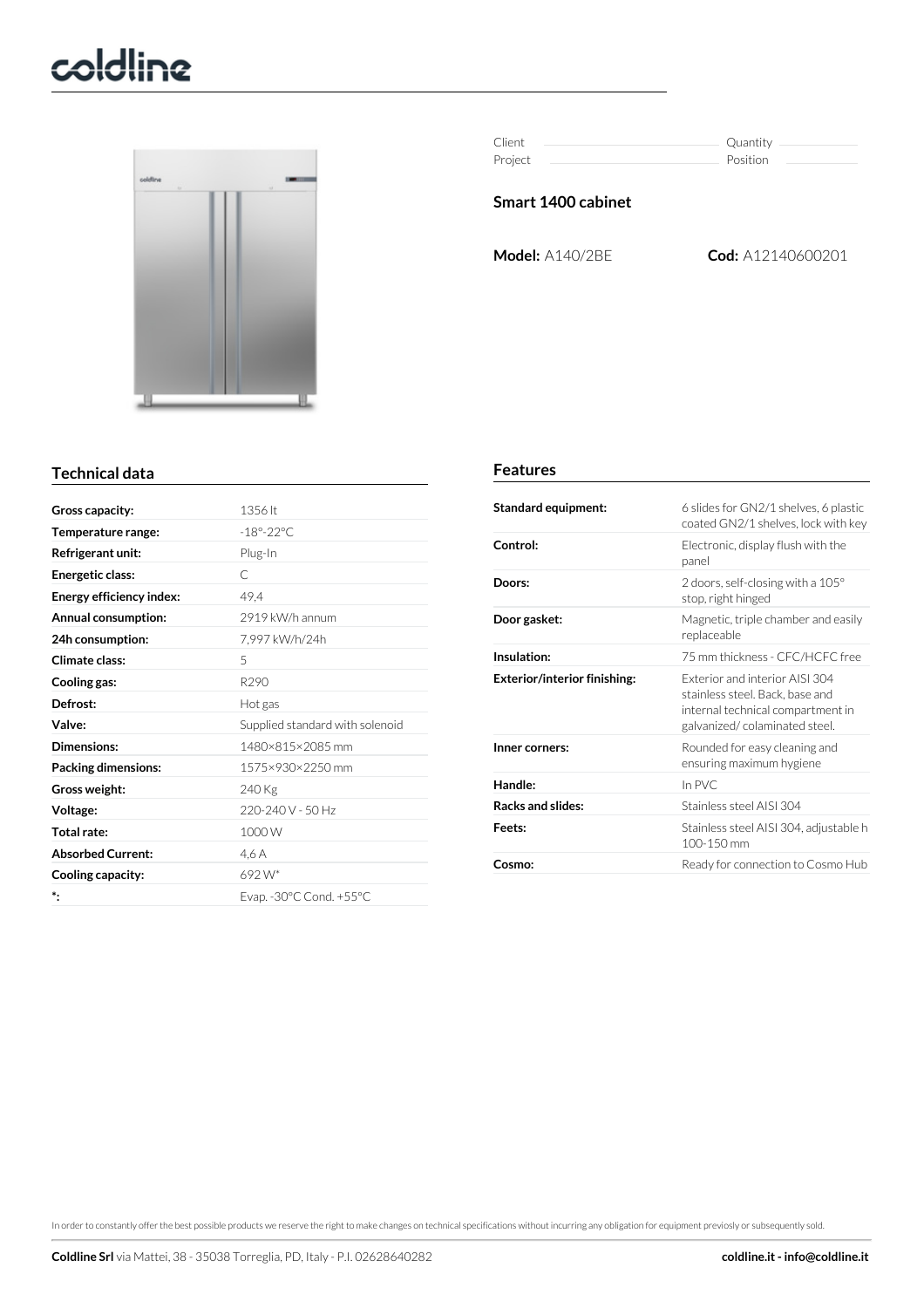coldline

| Client | | Quantity | |
|---|---|---|---|
| Project | | Position | |

## Smart 1400 cabinet

**Model:** A140/2BE **Cod:** A12140600201

## Technical data

| | |
|---|---|
| **Gross capacity:** | 1356 lt |
| **Temperature range:** | -18°-22°C |
| **Refrigerant unit:** | Plug-In |
| **Energetic class:** | C |
| **Energy efficiency index:** | 49,4 |
| **Annual consumption:** | 2919 kW/h annum |
| **24h consumption:** | 7,997 kW/h/24h |
| **Climate class:** | 5 |
| **Cooling gas:** | R290 |
| **Defrost:** | Hot gas |
| **Valve:** | Supplied standard with solenoid |
| **Dimensions:** | 1480×815×2085 mm |
| **Packing dimensions:** | 1575×930×2250 mm |
| **Gross weight:** | 240 Kg |
| **Voltage:** | 220-240 V - 50 Hz |
| **Total rate:** | 1000 W |
| **Absorbed Current:** | 4,6 A |
| **Cooling capacity:** | 692 W* |
| ***:** | Evap. -30°C Cond. +55°C |

## Features

| | |
|---|---|
| **Standard equipment:** | 6 slides for GN2/1 shelves, 6 plastic coated GN2/1 shelves, lock with key |
| **Control:** | Electronic, display flush with the panel |
| **Doors:** | 2 doors, self-closing with a 105° stop, right hinged |
| **Door gasket:** | Magnetic, triple chamber and easily replaceable |
| **Insulation:** | 75 mm thickness - CFC/HCFC free |
| **Exterior/interior finishing:** | Exterior and interior AISI 304 stainless steel. Back, base and internal technical compartment in galvanized/ colaminated steel. |
| **Inner corners:** | Rounded for easy cleaning and ensuring maximum hygiene |
| **Handle:** | In PVC |
| **Racks and slides:** | Stainless steel AISI 304 |
| **Feets:** | Stainless steel AISI 304, adjustable h 100-150 mm |
| **Cosmo:** | Ready for connection to Cosmo Hub |

In order to constantly offer the best possible products we reserve the right to make changes on technical specifications without incurring any obligation for equipment previosly or subsequently sold.

**Coldline Srl** via Mattei, 38 - 35038 Torreglia, PD, Italy - P.I. 02628640282 **coldline.it - info@coldline.it**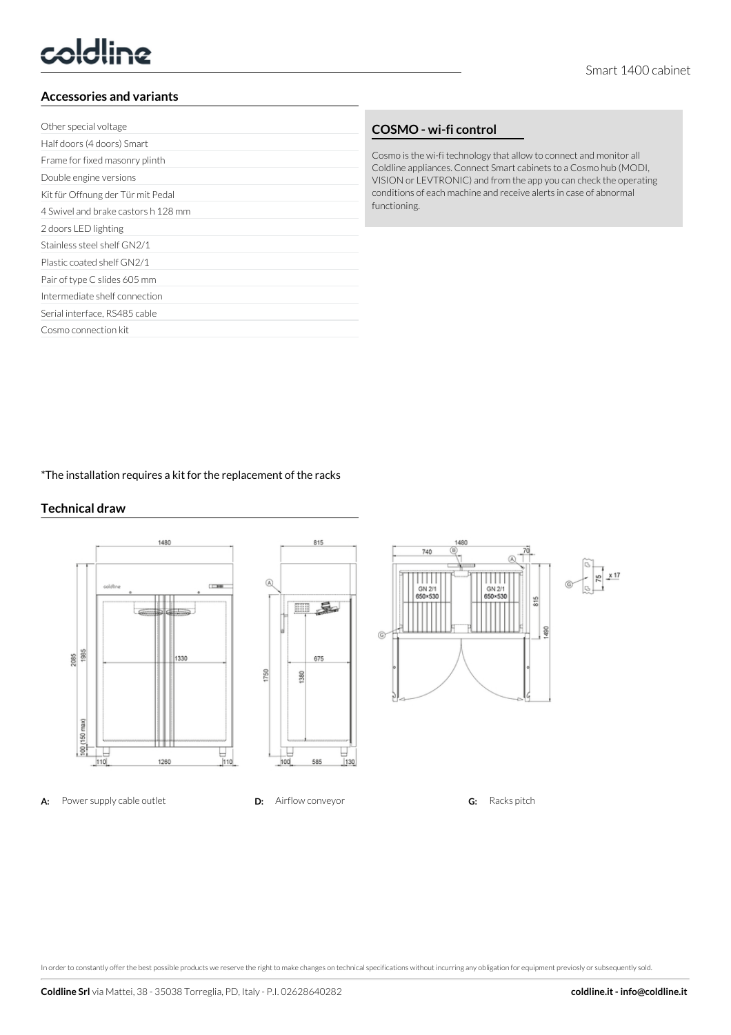## Accessories and variants

- Other special voltage
- Half doors (4 doors) Smart
- Frame for fixed masonry plinth
- Double engine versions
- Kit für Offnung der Tür mit Pedal
- 4 Swivel and brake castors h 128 mm
- 2 doors LED lighting
- Stainless steel shelf GN2/1
- Plastic coated shelf GN2/1
- Pair of type C slides 605 mm
- Intermediate shelf connection
- Serial interface, RS485 cable
- Cosmo connection kit

### COSMO - wi-fi control

Cosmo is the wi-fi technology that allow to connect and monitor all Coldline appliances. Connect Smart cabinets to a Cosmo hub (MODI, VISION or LEVTRONIC) and from the app you can check the operating conditions of each machine and receive alerts in case of abnormal functioning.

*The installation requires a kit for the replacement of the racks

## Technical draw

1480
2085
1985
1330
100 (150 max)
110
1260
110
815
1750
1380
675
100
585
130
740
70
GN 2/1 650×530
GN 2/1 650×530
815
1490
75
x 17

**A:** Power supply cable outlet

**D:** Airflow conveyor

**G:** Racks pitch

In order to constantly offer the best possible products we reserve the right to make changes on technical specifications without incurring any obligation for equipment previosly or subsequently sold.

**Coldline Srl** via Mattei, 38 - 35038 Torreglia, PD, Italy - P.I. 02628640282

**coldline.it - info@coldline.it**